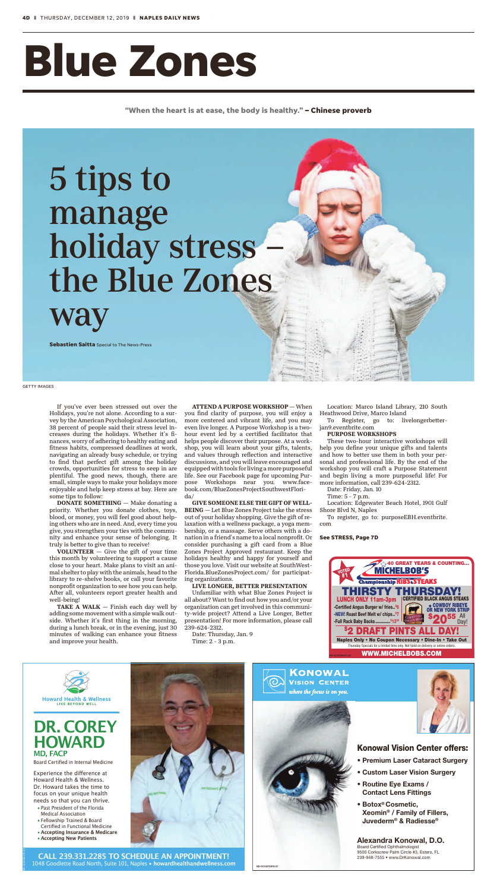# Blue Zones

**"When the heart is at ease, the body is healthy." – Chinese proverb**

# 5 tips to manage holiday stress – the Blue Zones way

**Sebastien Saitta** Special to The News-Press

GETTY IMAGES

If you've ever been stressed out over the Holidays, you're not alone. According to a survey by the American Psychological Association, 38 percent of people said their stress level increases during the holidays. Whether it's finances, worry of adhering to healthy eating and fitness habits, compressed deadlines at work, navigating an already busy schedule, or trying to find that perfect gift among the holiday crowds, opportunities for stress to seep in are plentiful. The good news, though, there are small, simple ways to make your holidays more enjoyable and help keep stress at bay. Here are some tips to follow:

**DONATE SOMETHING** — Make donating a priority. Whether you donate clothes, toys, blood, or money, you will feel good about helping others who are in need. And, every time you give, you strengthen your ties with the community and enhance your sense of belonging. It truly is better to give than to receive!

**VOLUNTEER** — Give the gift of your time this month by volunteering to support a cause close to your heart. Make plans to visit an animal shelter to play with the animals, head to the library to re-shelve books, or call your favorite nonprofit organization to see how you can help. After all, volunteers report greater health and well-being!

**TAKE A WALK** — Finish each day well by adding some movement with a simple walk outside. Whether it's first thing in the morning, during a lunch break, or in the evening, just 30 minutes of walking can enhance your fitness and improve your health.

**ATTEND A PURPOSE WORKSHOP** — When you find clarity of purpose, you will enjoy a more centered and vibrant life, and you may even live longer. A Purpose Workshop is a two-hour event led by a certified facilitator that helps people discover their purpose. At a workshop, you will learn about your gifts, talents, and values through reflection and interactive discussions, and you will leave encouraged and equipped with tools for living a more purposeful life. See our Facebook page for upcoming Purpose Workshops near you. www.facebook.com/BlueZonesProjectSouthwestFlorida/

**GIVE SOMEONE ELSE THE GIFT OF WELL-BEING** — Let Blue Zones Project take the stress out of your holiday shopping. Give the gift of relaxation with a wellness package, a yoga membership, or a massage. Serve others with a donation in a friend's name to a local nonprofit. Or consider purchasing a gift card from a Blue Zones Project Approved restaurant. Keep the holidays healthy and happy for yourself and those you love. Visit our website at SouthWest-Florida.BlueZonesProject.com/ for participating organizations.

**LIVE LONGER, BETTER PRESENTATION**

Unfamiliar with what Blue Zones Project is all about? Want to find out how you and/or your organization can get involved in this community-wide project? Attend a Live Longer, Better presentation! For more information, please call 239-624-2312.

Date: Thursday, Jan. 9

Time: 2 - 3 p.m.

Location: Marco Island Library, 210 South Heathwood Drive, Marco Island

To Register, go to: livelongerbetter-jan9.eventbrite.com

**PURPOSE WORKSHOPS**

These two-hour interactive workshops will help you define your unique gifts and talents and how to better use them in both your personal and professional life. By the end of the workshop you will craft a Purpose Statement and begin living a more purposeful life! For more information, call 239-624-2312.

Date: Friday, Jan. 10

Time: 5 - 7 p.m.

Location: Edgewater Beach Hotel, 1901 Gulf Shore Blvd N, Naples

To register, go to: purposeEBH.eventbrite.com

**See STRESS, Page 7D**

---

VOTED #1 · 40 GREAT YEARS & COUNTING... **MICHELBOB'S** Championship RIBS & STEAKS

**THIRSTY THURSDAY!**

LUNCH ONLY 11am-3pm
- Certified Angus Burger w/ fries...$6
- NEW! Roast Beef Melt w/ chips...$7
- Full Rack Baby Backs...$13.99

CERTIFIED BLACK ANGUS STEAKS — COWBOY RIBEYE OR NEW YORK STRIP $20.55 All Day!

**$2 DRAFT PINTS ALL DAY!**

Naples Only • No Coupon Necessary • Dine-In • Take Out

Thursday Specials for a limited time only. Not Valid on delivery or online orders.

WWW.MICHELBOBS.COM

---

Howard Health & Wellness — LIVE BEYOND WELL

## DR. COREY HOWARD MD, FACP

Board Certified in Internal Medicine

Experience the difference at Howard Health & Wellness. Dr. Howard takes the time to focus on your unique health needs so that you can thrive.

- Past President of the Florida Medical Association
- Fellowship Trained & Board Certified in Functional Medicine
- **Accepting Insurance & Medicare**
- **Accepting New Patients**

**CALL 239.331.2285 TO SCHEDULE AN APPOINTMENT!**

1048 Goodlette Road North, Suite 101, Naples • **howardhealthandwellness.com**

---

**KONOWAL VISION CENTER** *where the focus is on you.*

**Konowal Vision Center offers:**

- **Premium Laser Cataract Surgery**
- **Custom Laser Vision Surgery**
- **Routine Eye Exams / Contact Lens Fittings**
- **Botox® Cosmetic, Xeomin® / Family of Fillers, Juvederm® & Radiesse®**

**Alexandra Konowal, D.O.**

Board Certified Ophthalmologist

9500 Corkscrew Palm Circle #3, Estero, FL

239-948-7555 • www.DrKonowal.com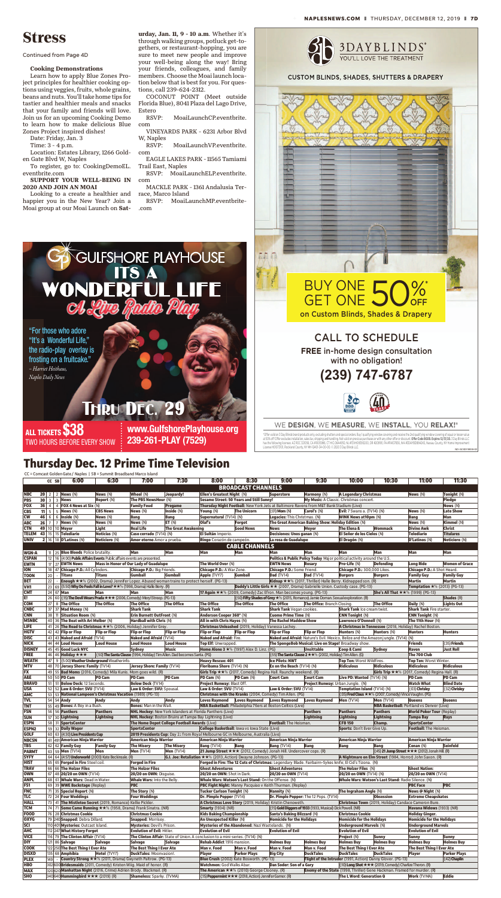# Stress

Continued from Page 4D

### Cooking Demonstrations

Learn how to apply Blue Zones Project principles for healthier cooking options using veggies, fruits, whole grains, beans and nuts. You'll take home tips for tastier and healthier meals and snacks that your family and friends will love. Join us for an upcoming Cooking Demo to learn how to make delicious Blue Zones Project inspired dishes!

Date: Friday, Jan. 3

Time: 3 - 4 p.m.

Location: Estates Library, 1266 Golden Gate Blvd W, Naples

To register, go to: CookingDemoEL.eventbrite.com

**SUPPORT YOUR WELL-BEING IN 2020 AND JOIN AN MOAI**

Looking to a create a healthier and happier you in the New Year? Join a Moai group at our Moai Launch on **Saturday, Jan. 11, 9 - 10 a.m**. Whether it's through walking groups, potluck get-togethers, or restaurant-hopping, you are sure to meet new people and improve your well-being along the way! Bring your friends, colleagues, and family members. Choose the Moai launch location below that is best for you. For questions, call 239-624-2312.

COCONUT POINT (Meet outside Florida Blue), 8041 Plaza del Lago Drive, Estero

RSVP: MoaiLaunchCP.eventbrite.com

VINEYARDS PARK - 6231 Arbor Blvd W, Naples

RSVP: MoaiLaunchVP.eventbrite.com

EAGLE LAKES PARK - 11565 Tamiami Trail East, Naples

RSVP: MoaiLaunchELP.eventbrite.com

MACKLE PARK - 1361 Andalusia Terrace, Marco Island

RSVP: MoaiLaunchMP.eventbrite.com

---

GULFSHORE PLAYHOUSE

IT'S A WONDERFUL LIFE

A Live Radio Play

"For those who adore "It's a Wonderful Life," the radio-play overlay is frosting on a fruitcake."
– Harriet Heithaus, Naples Daily News

THRU DEC. 29

ALL TICKETS $38
TWO HOURS BEFORE EVERY SHOW

www.GulfshorePlayhouse.org
239-261-PLAY (7529)

---

3DAYBLINDS® YOU'LL LOVE THE TREATMENT

CUSTOM BLINDS, SHADES, SHUTTERS & DRAPERY

BUY ONE GET ONE 50% OFF* on Custom Blinds, Shades & Drapery

CALL TO SCHEDULE

FREE in-home design consultation with no obligation!

(239) 747-6787

WE DESIGN, WE MEASURE, WE INSTALL, YOU RELAX!®

*Offer valid on 3 Day Blinds brand products only, excluding shutters and special orders. Buy 1 qualifying window covering and receive the 2nd qualifying window covering of equal or lesser value at 50% off! Offer excludes installation, sales tax, shipping and handling. Not valid on previous purchases or with any other offer or discount. Offer Code BOGO. Expires 12/31/20. 3 Day Blinds LLC has the following licenses: AZ ROC 325156, CA #1013895, CT HIC.0644950, NJ #13VH09350200, OR #208165, PA #PA107935, WA #3DAYBB843K3, Nassau County, NY Home Improvement License H01017101, Rockland County, NY #H-12401-34-00-00. © 2020 3 Day Blinds LLC.

---

# Thursday Dec. 12 Prime Time Television

CC = Comcast Golden Gate/ Naples | SB = Summit Broadband Marco Island

| | | CC | SB | 6:00 | 6:30 | 7:00 | 7:30 | 8:00 | 8:30 | 9:00 | 9:30 | 10:00 | 10:30 | 11:00 | 11:30 |
|---|---|---|---|---|---|---|---|---|---|---|---|---|---|---|---|
| **BROADCAST CHANNELS** | | | | | | | | | | | | | | | |
| NBC | 20 | 2 | 2 | News (N) | News (N) | Wheel (N) | Jeopardy! | Ellen's Greatest Night (N) | | Superstore | Harmony (N) | A Legendary Christmas | | News (N) | Tonight (N) |
| PBS | 30 | 3 | 3 | News | Report (N) | The PBS NewsHour (N) | | Sesame Street: 50 Years and Still Sunny! | | | My Music: A Classic. Christmas concert. | | | | Pledge |
| FOX | 36 | 4 | 4 | FOX 4 News at Six (N) | | Family Feud | Pregame | Thursday Night Football: New York Jets at Baltimore Ravens from M&T Bank Stadium (Live) | | | | | | | News (N) |
| CBS | 11 | 5 | 5 | News (N) | CBS News | News (N) | Inside (N) | Young (N) | The Unicorn | (:01) Mom (N) | Carol's (N) | Evil: 7 Swans a. (TV14) (N) | | News (N) | Late Show |
| CW | 46 | 6 | 6 | Inside (N) | News (N) | Bang | Bang | Supernatural (TV14) (N) | | Legacies: This Christmas. (N) | | WINK News at10pm (N) | | Bang | Man |
| ABC | 26 | 7 | 7 | News (N) | News (N) | News (N) | ET (N) | Olaf's | Forgot | The Great American Baking Show: Holiday Edition (N) | | | | News (N) | Kimmel (N) |
| CTN | 49 | 10 | 10 | Meyer | Light | Real Life | The Great Awakening | | Good News | News | Meyer | The Elena & | Wommack | Divine Awk | Christ |
| TELEM | 43 | 15 | 15 | Telediario | Noticias (N) | Caso cerrado (TV14) (N) | | El Sultán Imperio. | | Decisiones: Unos ganan (N) | | El Señor de los Cielos (N) | | Telediario | Titulares |
| UNIV | 2 | 16 | 18 | D'Latinos (N) | Noticiero Univ | Amor eterno Amor a prueba. | | Ringo Corazón de campeón. | | La rosa de Guadalupe | | El Dragón (N) | | D'Latinos (N) | Noticiero (N) |
| **CABLE CHANNELS** | | | | | | | | | | | | | | | |
| WGN-A | | 11 | 25 | Blue Bloods Police brutality. | | Man | Man | Man | Man | Man | Man | Man | Man | Man | Man |
| CSPAN | | 12 | 16 | (4:00) Public Affairs Events Public affairs events are presented. | | | | | | | | | | | |
| EWTN | | 17 | 27 | EWTN News | Mass in Honor of Our Lady of Guadalupe | | | The World Over (N) | | EWTN News | Rosary | Pro-Life (N) | Defending | Long Ride | Women of Grace |
| ION | | 18 | 47 | Chicago P.D.: All Cylinders. | | Chicago P.D.: Big Friends. | | Chicago P.D.: A War Zone. | | Chicago P.D.: Some Friend. | | Chicago P.D.: 300,000 Likes. | | Chicago P.D.: A Shot Heard. | |
| TOON | | 20 | - | Titans | Titans | Gumball | Gumball | Apple (TVY7) | Gumball | Dad (TV14) | Dad (TV14) | Burgers | Burgers | Family Guy | Family Guy |
| BET | | 22 | - | Enough ★★½ (2002, Drama) Jennifer Lopez. Abused woman trains to protect herself. (PG-13) | | | | | | Kidnap ★★½ (2017, Thriller) Halle Berry. Kidnapped son. (R) | | | | Martin | Martin |
| VH1 | | 23 | 69 | (5:30) Why Do Fools Fall in Love? ★★½ (1998, Drama) Halle Berry. (R) | | | | Daddy's Little Girls ★★ (2007, Drama) Gabrielle Union. Custody case. (PG-13) | | | | | | Temptation ★½ (2013) (PG-13) | |
| CMT | | 24 | 67 | Man | Man | Man | Man | 17 Again ★★½ (2009, Comedy) Zac Efron. Man becomes young. (PG-13) | | | | | She's All That ★★½ (1999) (PG-13) | | |
| E! | | 26 | 60 | (:15) The Devil Wears Prada ★★★ (2006, Comedy) Meryl Streep. (PG-13) | | | | | | (:50) Fifty Shades of Grey ★½ (2015, Romance) Jamie Dornan. Sexual exploration. (R) | | | | | Shades (R) |
| COM | | 27 | 8 | The Office | The Office | The Office | The Office | The Office | The Office | The Office | The Office: Branch Closing. | | The Office | Daily (N) | Lights Out |
| CNBC | | 27 | 37 | Mad Money (N) | | Shark Tank | | | | Shark Tank Vegan cookies. | | Shark Tank Ice cream twist. | | Shark Tank Fine starter. | |
| CNN | | 38 | 11 | Situation Room (N) | | Erin Burnett OutFront (N) | | Anderson Cooper 360° (N) | | Cuomo Prime Time (N) | | CNN Tonight (N) | | CNN Tonight (N) | |
| MSNBC | | 40 | 36 | The Beat with Ari Melber (N) | | Hardball with Chris (N) | | All In with Chris Hayes (N) | | The Rachel Maddow Show | | Lawrence O'Donnell (N) | | The 11th Hour (N) | |
| LIFE | | 41 | 26 | The Road to Christmas ★★½ (2006, Holiday) Jennifer Grey. | | | | Christmas Unleashed (2019, Holiday) Vanessa Lachey. | | | | A Christmas in Tennessee (2018, Holiday) Rachel Boston. | | | |
| HGTV | | 42 | 42 | Flip or Flop | Flip or Flop | Flip or Flop | Flip or Flop | Flip or Flop | Flip or Flop | Flip or Flop | Flip or Flop | Hunters (N) | Hunters (N) | Hunters | Hunters |
| DISC | | 43 | 43 | Naked and Afraid (TV14) | | Naked and Afraid (TV14) | | Naked and Afraid: Fire. | | Naked and Afraid: Nature's Evil. Mexico, Belize and the Amazon jungle. (TV14) (N) | | | | | |
| NICK | | 44 | 44 | Loud House | Loud House | Loud House | Loud House | Top Elf: Unwrapped. | | The SpongeBob Musical: Live on Stage! Broadway show. | | | | Friends | (:35) Friends |
| DISNEY | | 45 | 45 | Good Luck NYC | | Sydney | Music | Home Alone 3 ★½ (1997) Alex D. Linz. (PG) | | | Unsittable | Coop & Cami | Sydney | Raven | Just Roll |
| FREE | | 46 | 46 | Holiday ★★★ | (:50) The Santa Clause (1994, Holiday) Tim Allen. Dad becomes Santa. (PG) | | | | | (:55) The Santa Clause 2 ★★½ (2002, Holiday) Tim Allen. (G) | | | | The 700 Club | |
| WEATH | | 47 | 9 | (5:00) Weather Underground Weather info. | | | | Heavy Rescue: 401 | | Ice Pilots: NWT | | Top Ten: Worst Wildfires. | | Top Ten: Worst Winter. | |
| MTV | | 48 | 70 | Jersey Shore: Family (TV14) | | Jersey Shore: Family (TV14) | | Floribama Shore (TV14) (N) | | Ex on the Beach (TV14) (N) | | Ridiculous | Ridiculous | Ridiculous | Ridiculous |
| FX | | 49 | 55 | Bad Moms (2016, Comedy) Mila Kunis. Mom goes wild. (R) | | | | Girls Trip ★★½ (2017, Comedy) Regina Hall. Raunchy weekend. (R) | | | | | Girls Trip ★★½ (2017, Comedy) Regina Hall. (R) | | |
| A&E | | 50 | 50 | PD Cam | PD Cam | PD Cam | PD Cam | PD Cam (N) | PD Cam (N) | Court Cam | Court Cam | Live PD: Wanted (TV14) (N) | | PD Cam | PD Cam |
| BRAVO | | 51 | 51 | Below Deck: 12 Seconds. | | Below Deck (TV14) | | Project Runway: Blast Off. | | | Project Runway: Urban Jungle. (N) | | | Watch What | Blind Date |
| USA | | 52 | 52 | Law & Order: SVU (TV14) | | Law & Order: SVU: Spousal. | | Law & Order: SVU (TV14) | | Law & Order: SVU (TV14) | | Temptation Island (TV14) (N) | | (:03) Chrisley | (:32) Chrisley |
| AMC | | 53 | 53 | National Lampoon's Christmas Vacation (1989) (PG-13) | | | | Christmas with the Kranks (2004, Comedy) Tim Allen. (PG) | | | | (:05) Fred Claus ★★½ (2007, Comedy) Vince Vaughn. (PG) | | | |
| TVL | | 54 | 54 | Andy | Andy | Andy | Andy | Loves Raymond | Loves Raymond | Loves Raymond | Loves Raymond | Men (TV14) | Men (TV14) | Queens | Queens |
| TNT | | 55 | 49 | Bones: A Boy in a Bush. | | Bones: Man in the Wall. | | NBA Basketball: Philadelphia 76ers at Boston Celtics (Live) | | | | | NBA Basketball: Portland vs Denver (Live) | | |
| FSN | | 56 | 56 | Panthers | Panthers | NHL Hockey: New York Islanders at Florida Panthers (Live) | | | | | Panthers | Panthers | Panthers | World Poker Tour (Replay) | |
| SUN | | 57 | 30 | Lightning | Lightning | NHL Hockey: Boston Bruins at Tampa Bay Lightning (Live) | | | | | Lightning | Lightning | Lightning | Tampa Bay | Rays |
| ESPN | | 58 | 31 | SportsCenter | | The Home Depot College Football Awards (Live) | | | | Football: The Heisman. | | CFB 150 | Champ. | SportsCenter | |
| ESPN2 | | 59 | 32 | Daily Wager | | SportsCenter | | College Basketball: Iowa vs Iowa State (Live) | | | | Sports: Don't Ever Give Up. | | Football: The Heisman. | |
| GOLF | | 60 | 63 | (4:30) Live From the Presidents Cup | | 2019 Presidents Cup: Day 2: from Royal Melbourne GC in Melbourne, Australia (Live) | | | | | | | | | |
| NBCSN | | 61 | 491 | American Ninja Warrior | | American Ninja Warrior | | American Ninja Warrior | | American Ninja Warrior | | American Ninja Warrior | | American Ninja Warrior | |
| TBS | | 62 | 62 | Family Guy | Family Guy | The Misery | The Misery | Bang (TV14) | Bang | Bang (TV14) | Bang | Bang | Bang | Conan (N) | Seinfeld |
| PARMT | | 63 | 59 | Men (TV14) | Men | Men (TV14) | Men (TV14) | 21 Jump Street ★★★ (2012, Comedy) Jonah Hill. Undercover cops. (R) | | | | | (:45) 21 Jump Street ★★★ (2012) Jonah Hill. (R) | | |
| SYFY | | 64 | 64 | (4:57) Underworld (2003) Kate Beckinsale. (R) | | | G.I. Joe: Retaliation ★★½ (2013, Action) Dwayne Johnson. (PG-13) | | | | | A Nightmare on Elm Street (1984, Horror) John Saxon. (R) | | | |
| HIST | | 65 | 65 | Forged in Fire Steel coil. | | Forged in Fire | | Forged in Fire: The 12 Cuts of Christmas: Legendary Blade. Fairbairn-Sykes knife; El Cid's Tizona. (N) | | | | | | | |
| TRAV | | 66 | 66 | The Holzer Files | | The Holzer Files | | Ghost Adventures | | Ghost Adventures | | The Holzer Files (N) | | Ghost Nation: | |
| OWN | | 67 | 48 | 20/20 on OWN (TV14) | | 20/20 on OWN: Disguise. | | 20/20 on OWN: Shot in Dark. | | 20/20 on OWN (TV14) | | 20/20 on OWN (TV14) | | 20/20 on OWN (TV14) | |
| ANPL | | 68 | 61 | Whale Wars: Dead in Water. | | Whale Wars: Into the Belly. | | Whale Wars: Watson's Last Stand: On the Offense. (N) | | | | Whale Wars: Watson's Last Stand: Radio Silence. (N) | | | |
| FS1 | | 69 | 39 | WWE Backstage (Replay) | | PBC | | PBC Fight Night: Manny Pacquiao v. Keith Thurman. (Replay) | | | | | | PBC Face | PBC |
| TLC | | 71 | 35 | Special Report (N) | | The Story (N) | | Tucker Carlson Tonight (N) | | Hannity (N) | | The Ingraham Angle (N) | | News @ Night (N) | |
| TLC | | 72 | 24 | Four Weddings | | Four Weddings | | Dr. Pimple Popper (TV14) | | Dr. Pimple Popper: The 12 Pops. (TV14) | | | Obsession | Extreme Cheapskates | |
| HALL | | 73 | 41 | The Mistletoe Secret (2019, Romance) Kellie Pickler. | | | | A Christmas Love Story (2019, Holiday) Kristin Chenoweth. | | | | Christmas Town (2019, Holiday) Candace Cameron Bure. | | | |
| TCM | | 74 | 71 | Some Came Running ★★½ (1958, Drama) Frank Sinatra. (NR) | | | | Smarty (1934) (NR) | | (:15) Gold Diggers of 1933 (1933, Musical) Dick Powell. (NR) | | | | Havana Widows (1933) (NR) | |
| FOOD | | 76 | 28 | Christmas Cookie | | Christmas Cookie | | Kids Baking Championship | | Santa's Baking Blizzard (N) | | Christmas Cookie | | Holiday Ginger. | |
| OXYG | | 79 | 240 | Snapped: Debra Dillard. | | Snapped: Morrisey. | | An Unexpected Killer (N) | | Homicide for the Holidays | | Homicide for the Holidays | | Homicide for the Holidays | |
| SCI | | 110 | 401 | Mysteries: Outcast Island. | | Mysteries: Devil's Prison. | | Mysteries of the Abandoned: Nazi Wastelands. (N) | | | | Underground Marvels (N) | | Underground Marvels | |
| AHC | | 112 | 247 | What History Forgot | | Evolution of Evil: Hitler. | | Evolution of Evil | | Evolution of Evil | | Evolution of Evil | | Evolution of Evil | |
| VICE | | 116 | 79 | The Clinton Affair (TV14) | | The Clinton Affair: State of Union. A conclusion to a mini-series. (TV14) (N) | | | | | | Project (N) | Sunny | Sunny | Sunny |
| DIY | | 121 | 86 | Salvage | Salvage | Salvage | Salvage | Rehab Addict: 1916 mansion. | | Holmes Buy | Holmes Buy | Holmes Buy | Holmes Buy | Holmes Buy | Holmes Buy |
| COOK | | 122 | 250 | The Best Thing I Ever Ate | | The Best Thing I Ever Ate | | Man v. Food | Man v. Food | Man v. Food | Man v. Food | The Best Thing I Ever Ate | | The Best Thing I Ever Ate | |
| DISXD | | 135 | 68 | Amphibia | Hotel (TVY7) | DuckTales: Moonvasion!. | | Player | Parker Plays | Big City | DuckTales | DuckTales | DuckTales | Player | Parker Plays |
| PLEX | | 149 | - | Country Strong ★★½ (2011, Drama) Gwyneth Paltrow. (PG-13) | | | | Blue Crush (2002) Kate Bosworth. (PG-13) | | | Flight of the Intruder (1991, Action) Danny Glover. (PG-13) | | | | (:42) Chaplin |
| HBO | | 302 | 600 | Bridesmaids (2011, Comedy) Kristen Wiig. Maid of honor. (R) | | | | Watchmen: God Walks Abar. | | Dan Soder: Son of a Gary | | (:10) Long Shot ★★★ (2019, Comedy) Charlize Theron. (R) | | | |
| MAX | | 320 | 620 | Manhattan Night (2016, Crime) Adrien Brody. Blackmail. (R) | | | | The American ★★½ (2010) George Clooney. (R) | | | Enemy of the State (1998, Thriller) Gene Hackman. Framed for murder. (R) | | | | |
| SHO | | 340 | 640 | Hummingbird ★★★ (2019) (R) | | Shameless: Sparky. (TVMA) | | (:15) Peppermint ★★★ (2018, Action) Jennifer Garner. (R) | | | | The L Word: Generation Q | | Work (TVMA) | Eddie |